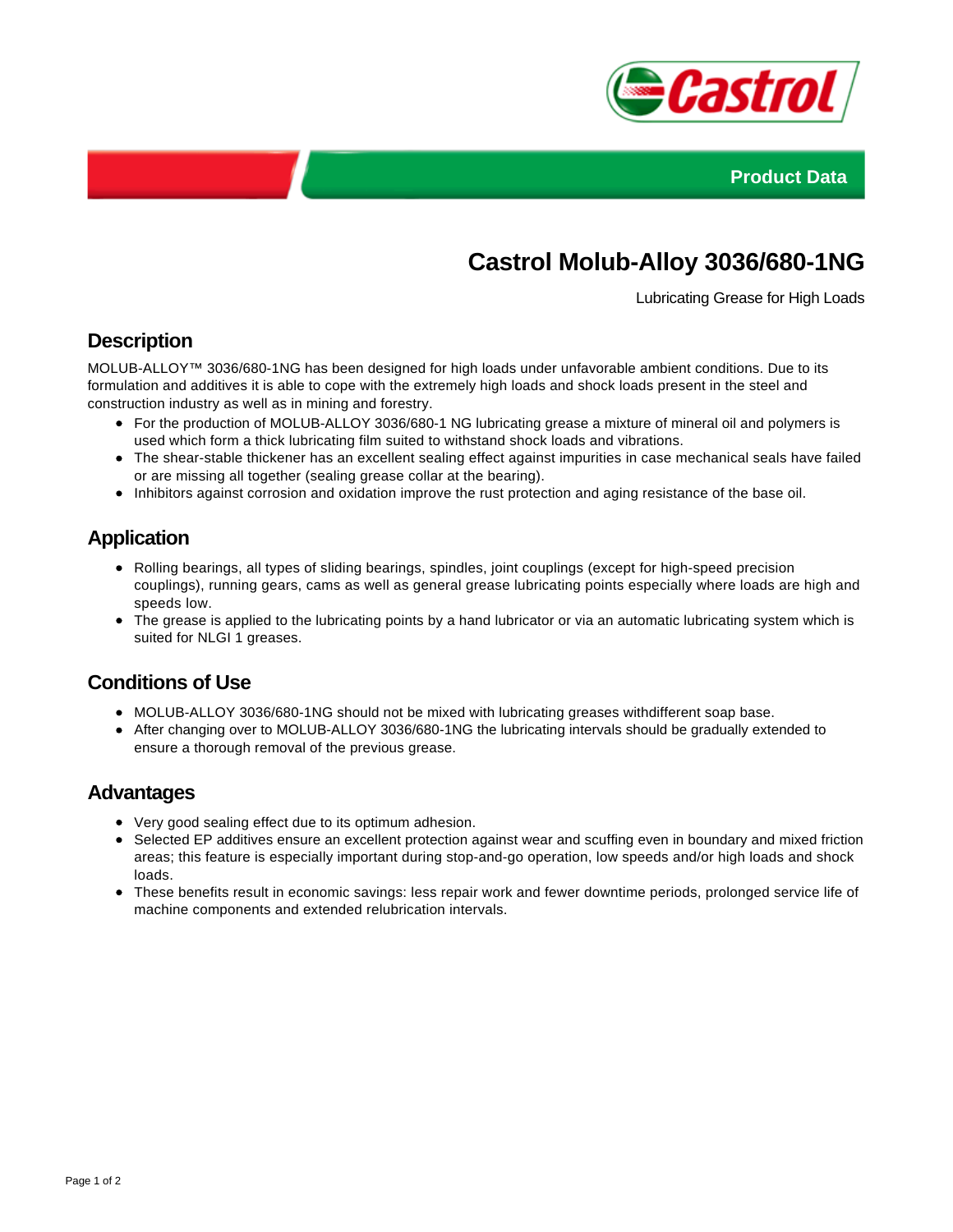Product Data

# Castrol Molub-Alloy 3036/680-1NG

Lubricating Grease for High Loads

## Description

MOLUB-ALLOY™ 3036/680-1NG has been designed for high loads under unfavorable ambient conditions. Due to its formulation and additives it is able to cope with the extremely high loads and shock loads present in the steel and construction industry as well as in mining and forestry.

- For the production of MOLUB-ALLOY 3036/680-1 NG lubricating grease a mixture of mineral oil and polymers is used which form a thick lubricating film suited to withstand shock loads and vibrations.
- The shear-stable thickener has an excellent sealing effect against impurities in case mechanical seals have failed or are missing all together (sealing grease collar at the bearing).
- Inhibitors against corrosion and oxidation improve the rust protection and aging resistance of the base oil.

## Application

- Rolling bearings, all types of sliding bearings, spindles, joint couplings (except for high-speed precision couplings), running gears, cams as well as general grease lubricating points especially where loads are high and speeds low.
- The grease is applied to the lubricating points by a hand lubricator or via an automatic lubricating system which is suited for NLGI 1 greases.

## Conditions of Use

- MOLUB-ALLOY 3036/680-1NG should not be mixed with lubricating greases withdifferent soap base.
- After changing over to MOLUB-ALLOY 3036/680-1NG the lubricating intervals should be gradually extended to ensure a thorough removal of the previous grease.

## Advantages

- Very good sealing effect due to its optimum adhesion.
- Selected EP additives ensure an excellent protection against wear and scuffing even in boundary and mixed friction areas; this feature is especially important during stop-and-go operation, low speeds and/or high loads and shock loads.
- These benefits result in economic savings: less repair work and fewer downtime periods, prolonged service life of machine components and extended relubrication intervals.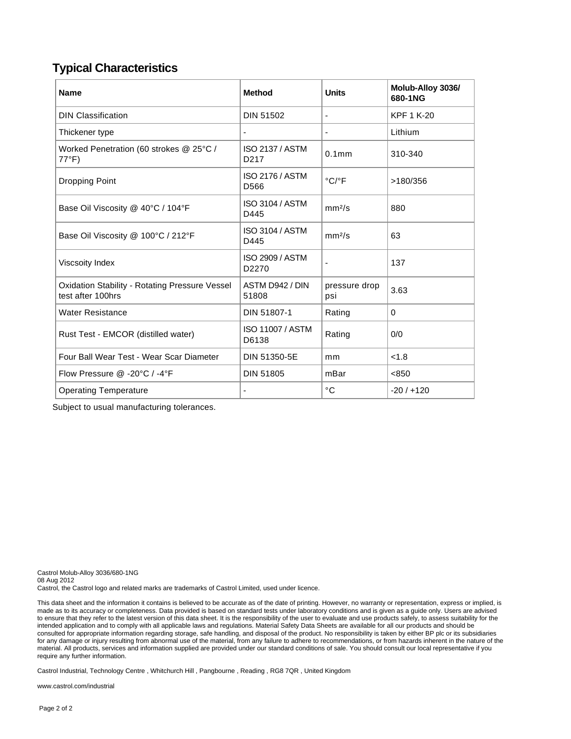## Typical Characteristics

| Name | Method | Units | Molub-Alloy 3036/ 680-1NG |
|---|---|---|---|
| DIN Classification | DIN 51502 | - | KPF 1 K-20 |
| Thickener type | - | - | Lithium |
| Worked Penetration (60 strokes @ 25°C / 77°F) | ISO 2137 / ASTM D217 | 0.1mm | 310-340 |
| Dropping Point | ISO 2176 / ASTM D566 | °C/°F | >180/356 |
| Base Oil Viscosity @ 40°C / 104°F | ISO 3104 / ASTM D445 | $mm^2/s$ | 880 |
| Base Oil Viscosity @ 100°C / 212°F | ISO 3104 / ASTM D445 | $mm^2/s$ | 63 |
| Viscsoity Index | ISO 2909 / ASTM D2270 | - | 137 |
| Oxidation Stability - Rotating Pressure Vessel test after 100hrs | ASTM D942 / DIN 51808 | pressure drop psi | 3.63 |
| Water Resistance | DIN 51807-1 | Rating | 0 |
| Rust Test - EMCOR (distilled water) | ISO 11007 / ASTM D6138 | Rating | 0/0 |
| Four Ball Wear Test - Wear Scar Diameter | DIN 51350-5E | mm | <1.8 |
| Flow Pressure @ -20°C / -4°F | DIN 51805 | mBar | <850 |
| Operating Temperature | - | °C | -20 / +120 |

Subject to usual manufacturing tolerances.

Castrol Molub-Alloy 3036/680-1NG
08 Aug 2012
Castrol, the Castrol logo and related marks are trademarks of Castrol Limited, used under licence.

This data sheet and the information it contains is believed to be accurate as of the date of printing. However, no warranty or representation, express or implied, is made as to its accuracy or completeness. Data provided is based on standard tests under laboratory conditions and is given as a guide only. Users are advised to ensure that they refer to the latest version of this data sheet. It is the responsibility of the user to evaluate and use products safely, to assess suitability for the intended application and to comply with all applicable laws and regulations. Material Safety Data Sheets are available for all our products and should be consulted for appropriate information regarding storage, safe handling, and disposal of the product. No responsibility is taken by either BP plc or its subsidiaries for any damage or injury resulting from abnormal use of the material, from any failure to adhere to recommendations, or from hazards inherent in the nature of the material. All products, services and information supplied are provided under our standard conditions of sale. You should consult our local representative if you require any further information.

Castrol Industrial, Technology Centre , Whitchurch Hill , Pangbourne , Reading , RG8 7QR , United Kingdom

www.castrol.com/industrial